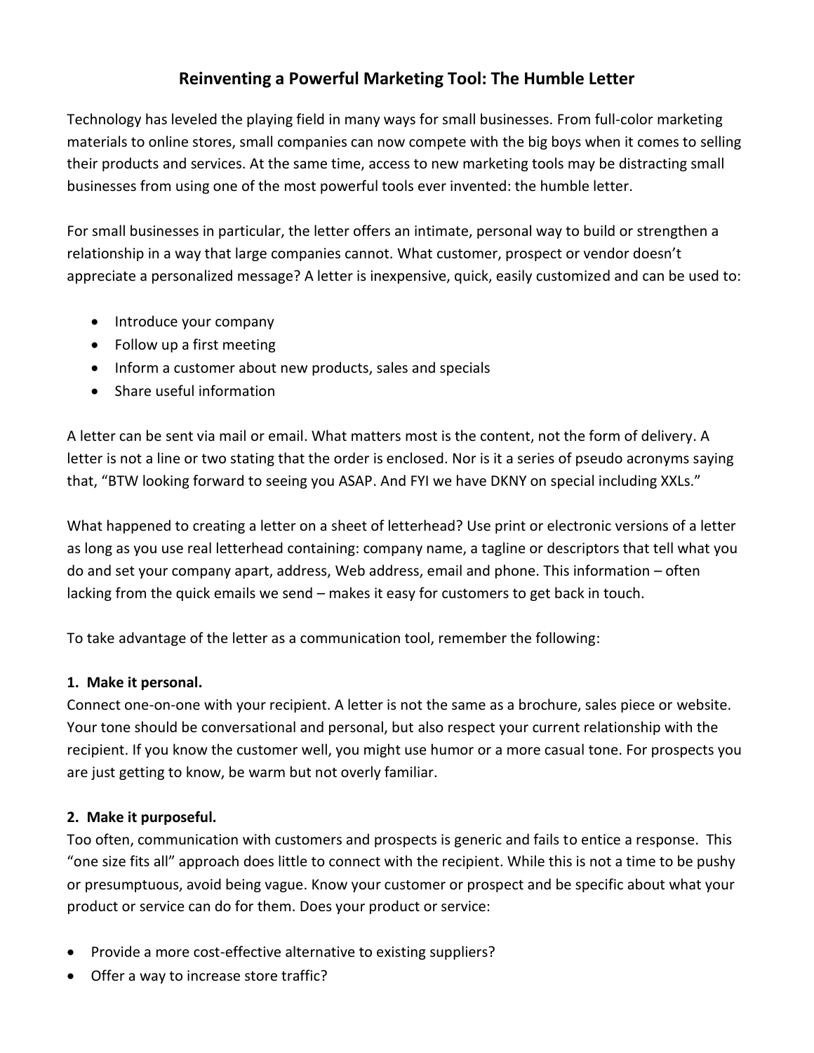# Reinventing a Powerful Marketing Tool: The Humble Letter

Technology has leveled the playing field in many ways for small businesses. From full-color marketing materials to online stores, small companies can now compete with the big boys when it comes to selling their products and services. At the same time, access to new marketing tools may be distracting small businesses from using one of the most powerful tools ever invented: the humble letter.

For small businesses in particular, the letter offers an intimate, personal way to build or strengthen a relationship in a way that large companies cannot. What customer, prospect or vendor doesn't appreciate a personalized message? A letter is inexpensive, quick, easily customized and can be used to:

- Introduce your company
- Follow up a first meeting
- Inform a customer about new products, sales and specials
- Share useful information

A letter can be sent via mail or email. What matters most is the content, not the form of delivery. A letter is not a line or two stating that the order is enclosed. Nor is it a series of pseudo acronyms saying that, "BTW looking forward to seeing you ASAP. And FYI we have DKNY on special including XXLs."

What happened to creating a letter on a sheet of letterhead? Use print or electronic versions of a letter as long as you use real letterhead containing: company name, a tagline or descriptors that tell what you do and set your company apart, address, Web address, email and phone. This information – often lacking from the quick emails we send – makes it easy for customers to get back in touch.

To take advantage of the letter as a communication tool, remember the following:

**1. Make it personal.**

Connect one-on-one with your recipient. A letter is not the same as a brochure, sales piece or website. Your tone should be conversational and personal, but also respect your current relationship with the recipient. If you know the customer well, you might use humor or a more casual tone. For prospects you are just getting to know, be warm but not overly familiar.

**2. Make it purposeful.**

Too often, communication with customers and prospects is generic and fails to entice a response. This "one size fits all" approach does little to connect with the recipient. While this is not a time to be pushy or presumptuous, avoid being vague. Know your customer or prospect and be specific about what your product or service can do for them. Does your product or service:

- Provide a more cost-effective alternative to existing suppliers?
- Offer a way to increase store traffic?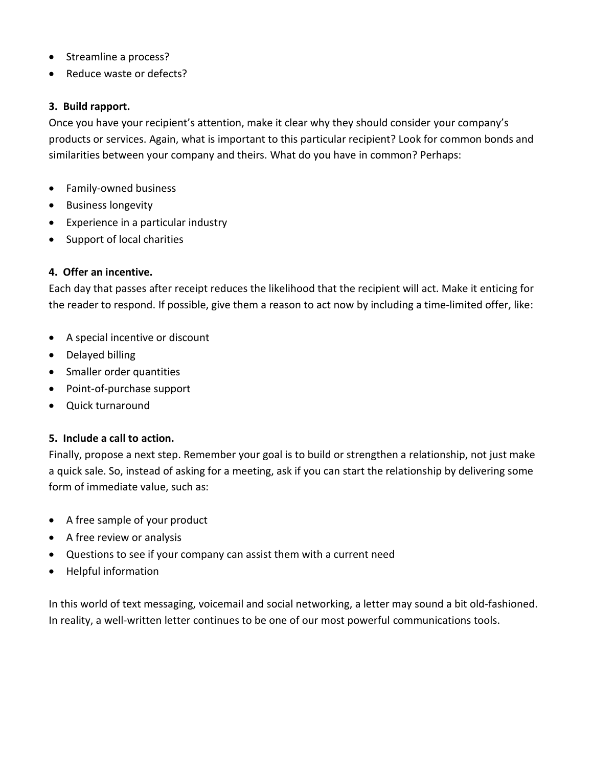- Streamline a process?
- Reduce waste or defects?

**3. Build rapport.**

Once you have your recipient's attention, make it clear why they should consider your company's products or services. Again, what is important to this particular recipient? Look for common bonds and similarities between your company and theirs. What do you have in common? Perhaps:

- Family-owned business
- Business longevity
- Experience in a particular industry
- Support of local charities

**4. Offer an incentive.**

Each day that passes after receipt reduces the likelihood that the recipient will act. Make it enticing for the reader to respond. If possible, give them a reason to act now by including a time-limited offer, like:

- A special incentive or discount
- Delayed billing
- Smaller order quantities
- Point-of-purchase support
- Quick turnaround

**5. Include a call to action.**

Finally, propose a next step. Remember your goal is to build or strengthen a relationship, not just make a quick sale. So, instead of asking for a meeting, ask if you can start the relationship by delivering some form of immediate value, such as:

- A free sample of your product
- A free review or analysis
- Questions to see if your company can assist them with a current need
- Helpful information

In this world of text messaging, voicemail and social networking, a letter may sound a bit old-fashioned. In reality, a well-written letter continues to be one of our most powerful communications tools.